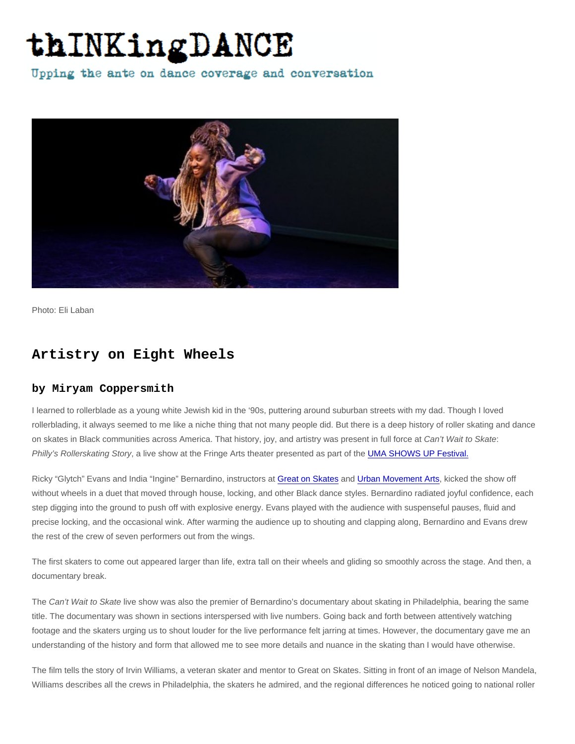# thINKingDANCE

Upping the ante on dance coverage and conversation

Photo: Eli Laban

## Artistry on Eight Wheels

### by Miryam Coppersmith

I learned to rollerblade as a young white Jewish kid in the '90s, puttering around suburban streets with my dad. Though I loved rollerblading, it always seemed to me like a niche thing that not many people did. But there is a deep history of roller skating and dance on skates in Black communities across America. That history, joy, and artistry was present in full force at *Can't Wait to Skate*: *Philly's Rollerskating Story*, a live show at the Fringe Arts theater presented as part of the UMA SHOWS UP Festival.

Ricky "Glytch" Evans and India "Ingine" Bernardino, instructors at Great on Skates and Urban Movement Arts, kicked the show off without wheels in a duet that moved through house, locking, and other Black dance styles. Bernardino radiated joyful confidence, each step digging into the ground to push off with explosive energy. Evans played with the audience with suspenseful pauses, fluid and precise locking, and the occasional wink. After warming the audience up to shouting and clapping along, Bernardino and Evans drew the rest of the crew of seven performers out from the wings.

The first skaters to come out appeared larger than life, extra tall on their wheels and gliding so smoothly across the stage. And then, a documentary break.

The *Can't Wait to Skate* live show was also the premier of Bernardino's documentary about skating in Philadelphia, bearing the same title. The documentary was shown in sections interspersed with live numbers. Going back and forth between attentively watching footage and the skaters urging us to shout louder for the live performance felt jarring at times. However, the documentary gave me an understanding of the history and form that allowed me to see more details and nuance in the skating than I would have otherwise.

The film tells the story of Irvin Williams, a veteran skater and mentor to Great on Skates. Sitting in front of an image of Nelson Mandela, Williams describes all the crews in Philadelphia, the skaters he admired, and the regional differences he noticed going to national roller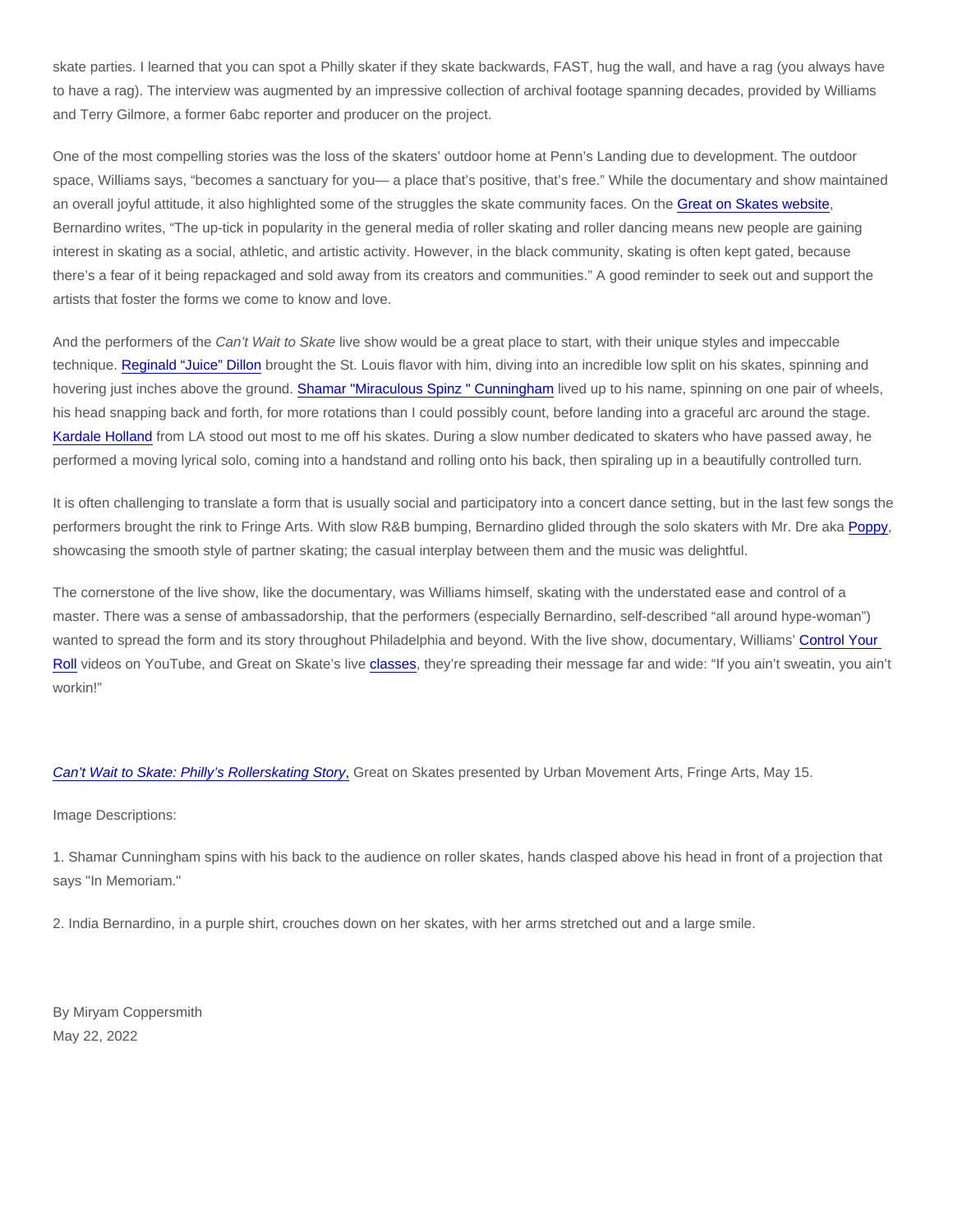skate parties. I learned that you can spot a Philly skater if they skate backwards, FAST, hug the wall, and have a rag (you always have to have a rag). The interview was augmented by an impressive collection of archival footage spanning decades, provided by Williams and Terry Gilmore, a former 6abc reporter and producer on the project.

One of the most compelling stories was the loss of the skaters' outdoor home at Penn's Landing due to development. The outdoor space, Williams says, "becomes a sanctuary for you— a place that's positive, that's free." While the documentary and show maintained an overall joyful attitude, it also highlighted some of the struggles the skate community faces. On the Great on Skates website, Bernardino writes, "The up-tick in popularity in the general media of roller skating and roller dancing means new people are gaining interest in skating as a social, athletic, and artistic activity. However, in the black community, skating is often kept gated, because there's a fear of it being repackaged and sold away from its creators and communities." A good reminder to seek out and support the artists that foster the forms we come to know and love.

And the performers of the *Can't Wait to Skate* live show would be a great place to start, with their unique styles and impeccable technique. Reginald "Juice" Dillon brought the St. Louis flavor with him, diving into an incredible low split on his skates, spinning and hovering just inches above the ground. Shamar "Miraculous Spinz " Cunningham lived up to his name, spinning on one pair of wheels, his head snapping back and forth, for more rotations than I could possibly count, before landing into a graceful arc around the stage. Kardale Holland from LA stood out most to me off his skates. During a slow number dedicated to skaters who have passed away, he performed a moving lyrical solo, coming into a handstand and rolling onto his back, then spiraling up in a beautifully controlled turn.

It is often challenging to translate a form that is usually social and participatory into a concert dance setting, but in the last few songs the performers brought the rink to Fringe Arts. With slow R&B bumping, Bernardino glided through the solo skaters with Mr. Dre aka Poppy, showcasing the smooth style of partner skating; the casual interplay between them and the music was delightful.

The cornerstone of the live show, like the documentary, was Williams himself, skating with the understated ease and control of a master. There was a sense of ambassadorship, that the performers (especially Bernardino, self-described "all around hype-woman") wanted to spread the form and its story throughout Philadelphia and beyond. With the live show, documentary, Williams' Control Your Roll videos on YouTube, and Great on Skate's live classes, they're spreading their message far and wide: "If you ain't sweatin, you ain't workin!"

*Can't Wait to Skate: Philly's Rollerskating Story*, Great on Skates presented by Urban Movement Arts, Fringe Arts, May 15.

Image Descriptions:

1. Shamar Cunningham spins with his back to the audience on roller skates, hands clasped above his head in front of a projection that says "In Memoriam."

2. India Bernardino, in a purple shirt, crouches down on her skates, with her arms stretched out and a large smile.

By Miryam Coppersmith
May 22, 2022